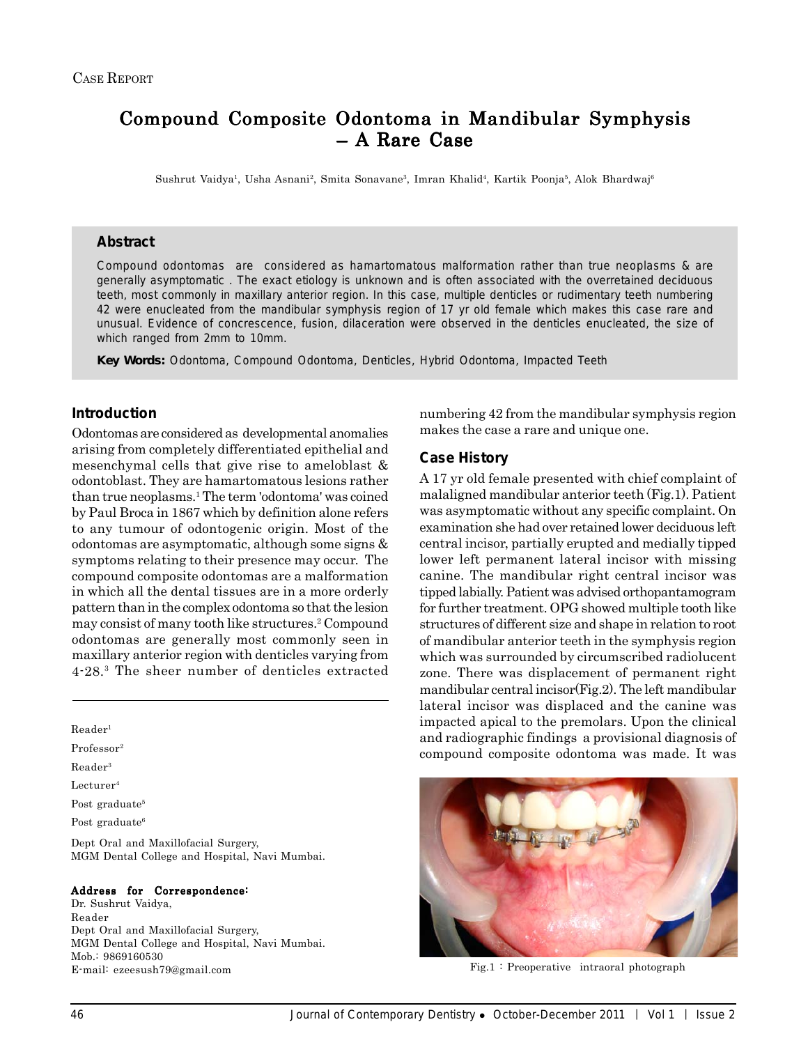Case Report

# Compound Composite Odontoma in Mandibular Symphysis – A Rare Case

Sushrut Vaidya[1], Usha Asnani[2], Smita Sonavane[3], Imran Khalid[4], Kartik Poonja[5], Alok Bhardwaj[6]

## Abstract

Compound odontomas are considered as hamartomatous malformation rather than true neoplasms & are generally asymptomatic . The exact etiology is unknown and is often associated with the overretained deciduous teeth, most commonly in maxillary anterior region. In this case, multiple denticles or rudimentary teeth numbering 42 were enucleated from the mandibular symphysis region of 17 yr old female which makes this case rare and unusual. Evidence of concrescence, fusion, dilaceration were observed in the denticles enucleated, the size of which ranged from 2mm to 10mm.

**Key Words:** Odontoma, Compound Odontoma, Denticles, Hybrid Odontoma, Impacted Teeth

## Introduction

Odontomas are considered as developmental anomalies arising from completely differentiated epithelial and mesenchymal cells that give rise to ameloblast & odontoblast. They are hamartomatous lesions rather than true neoplasms.[1] The term 'odontoma' was coined by Paul Broca in 1867 which by definition alone refers to any tumour of odontogenic origin. Most of the odontomas are asymptomatic, although some signs & symptoms relating to their presence may occur. The compound composite odontomas are a malformation in which all the dental tissues are in a more orderly pattern than in the complex odontoma so that the lesion may consist of many tooth like structures.[2] Compound odontomas are generally most commonly seen in maxillary anterior region with denticles varying from 4-28.[3] The sheer number of denticles extracted numbering 42 from the mandibular symphysis region makes the case a rare and unique one.

## Case History

A 17 yr old female presented with chief complaint of malaligned mandibular anterior teeth (Fig.1). Patient was asymptomatic without any specific complaint. On examination she had over retained lower deciduous left central incisor, partially erupted and medially tipped lower left permanent lateral incisor with missing canine. The mandibular right central incisor was tipped labially. Patient was advised orthopantamogram for further treatment. OPG showed multiple tooth like structures of different size and shape in relation to root of mandibular anterior teeth in the symphysis region which was surrounded by circumscribed radiolucent zone. There was displacement of permanent right mandibular central incisor(Fig.2). The left mandibular lateral incisor was displaced and the canine was impacted apical to the premolars. Upon the clinical and radiographic findings a provisional diagnosis of compound composite odontoma was made. It was

Fig.1 : Preoperative intraoral photograph

---

Reader[1]

Professor[2]

Reader[3]

Lecturer[4]

Post graduate[5]

Post graduate[6]

Dept Oral and Maxillofacial Surgery,
MGM Dental College and Hospital, Navi Mumbai.

**Address for Correspondence:**
Dr. Sushrut Vaidya,
Reader
Dept Oral and Maxillofacial Surgery,
MGM Dental College and Hospital, Navi Mumbai.
Mob.: 9869160530
E-mail: ezeesush79@gmail.com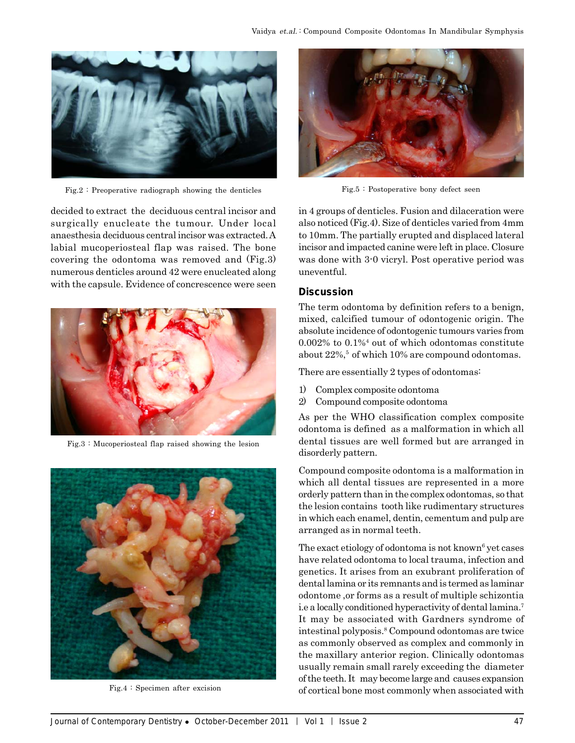Fig.2 : Preoperative radiograph showing the denticles

decided to extract the deciduous central incisor and surgically enucleate the tumour. Under local anaesthesia deciduous central incisor was extracted. A labial mucoperiosteal flap was raised. The bone covering the odontoma was removed and (Fig.3) numerous denticles around 42 were enucleated along with the capsule. Evidence of concrescence were seen in 4 groups of denticles. Fusion and dilaceration were also noticed (Fig.4). Size of denticles varied from 4mm to 10mm. The partially erupted and displaced lateral incisor and impacted canine were left in place. Closure was done with 3-0 vicryl. Post operative period was uneventful.

Fig.3 : Mucoperiosteal flap raised showing the lesion

Fig.4 : Specimen after excision

Fig.5 : Postoperative bony defect seen

## Discussion

The term odontoma by definition refers to a benign, mixed, calcified tumour of odontogenic origin. The absolute incidence of odontogenic tumours varies from 0.002% to 0.1%[4] out of which odontomas constitute about 22%,[5] of which 10% are compound odontomas.

There are essentially 2 types of odontomas:

1) Complex composite odontoma
2) Compound composite odontoma

As per the WHO classification complex composite odontoma is defined as a malformation in which all dental tissues are well formed but are arranged in disorderly pattern.

Compound composite odontoma is a malformation in which all dental tissues are represented in a more orderly pattern than in the complex odontomas, so that the lesion contains tooth like rudimentary structures in which each enamel, dentin, cementum and pulp are arranged as in normal teeth.

The exact etiology of odontoma is not known[6] yet cases have related odontoma to local trauma, infection and genetics. It arises from an exubrant proliferation of dental lamina or its remnants and is termed as laminar odontome ,or forms as a result of multiple schizontia i.e a locally conditioned hyperactivity of dental lamina.[7] It may be associated with Gardners syndrome of intestinal polyposis.[8] Compound odontomas are twice as commonly observed as complex and commonly in the maxillary anterior region. Clinically odontomas usually remain small rarely exceeding the diameter of the teeth. It may become large and causes expansion of cortical bone most commonly when associated with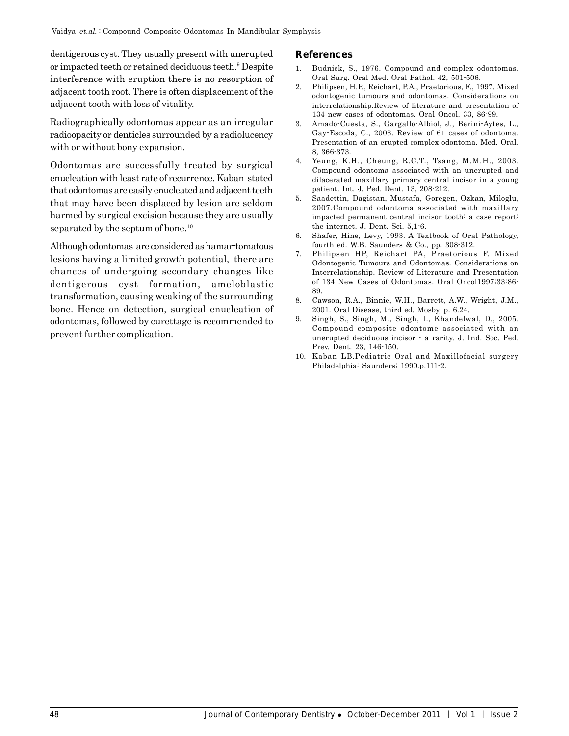dentigerous cyst. They usually present with unerupted or impacted teeth or retained deciduous teeth.[9] Despite interference with eruption there is no resorption of adjacent tooth root. There is often displacement of the adjacent tooth with loss of vitality.

Radiographically odontomas appear as an irregular radioopacity or denticles surrounded by a radiolucency with or without bony expansion.

Odontomas are successfully treated by surgical enucleation with least rate of recurrence. Kaban stated that odontomas are easily enucleated and adjacent teeth that may have been displaced by lesion are seldom harmed by surgical excision because they are usually separated by the septum of bone.[10]

Although odontomas are considered as hamar-tomatous lesions having a limited growth potential, there are chances of undergoing secondary changes like dentigerous cyst formation, ameloblastic transformation, causing weaking of the surrounding bone. Hence on detection, surgical enucleation of odontomas, followed by curettage is recommended to prevent further complication.

## References

1. Budnick, S., 1976. Compound and complex odontomas. Oral Surg. Oral Med. Oral Pathol. 42, 501-506.
2. Philipsen, H.P., Reichart, P.A., Praetorious, F., 1997. Mixed odontogenic tumours and odontomas. Considerations on interrelationship.Review of literature and presentation of 134 new cases of odontomas. Oral Oncol. 33, 86-99.
3. Amado-Cuesta, S., Gargallo-Albiol, J., Berini-Aytes, L., Gay-Escoda, C., 2003. Review of 61 cases of odontoma. Presentation of an erupted complex odontoma. Med. Oral. 8, 366-373.
4. Yeung, K.H., Cheung, R.C.T., Tsang, M.M.H., 2003. Compound odontoma associated with an unerupted and dilacerated maxillary primary central incisor in a young patient. Int. J. Ped. Dent. 13, 208-212.
5. Saadettin, Dagistan, Mustafa, Goregen, Ozkan, Miloglu, 2007.Compound odontoma associated with maxillary impacted permanent central incisor tooth: a case report: the internet. J. Dent. Sci. 5,1-6.
6. Shafer, Hine, Levy, 1993. A Textbook of Oral Pathology, fourth ed. W.B. Saunders & Co., pp. 308-312.
7. Philipsen HP, Reichart PA, Praetorious F. Mixed Odontogenic Tumours and Odontomas. Considerations on Interrelationship. Review of Literature and Presentation of 134 New Cases of Odontomas. Oral Oncol1997;33:86-89.
8. Cawson, R.A., Binnie, W.H., Barrett, A.W., Wright, J.M., 2001. Oral Disease, third ed. Mosby, p. 6.24.
9. Singh, S., Singh, M., Singh, I., Khandelwal, D., 2005. Compound composite odontome associated with an unerupted deciduous incisor - a rarity. J. Ind. Soc. Ped. Prev. Dent. 23, 146-150.
10. Kaban LB.Pediatric Oral and Maxillofacial surgery Philadelphia: Saunders; 1990.p.111-2.